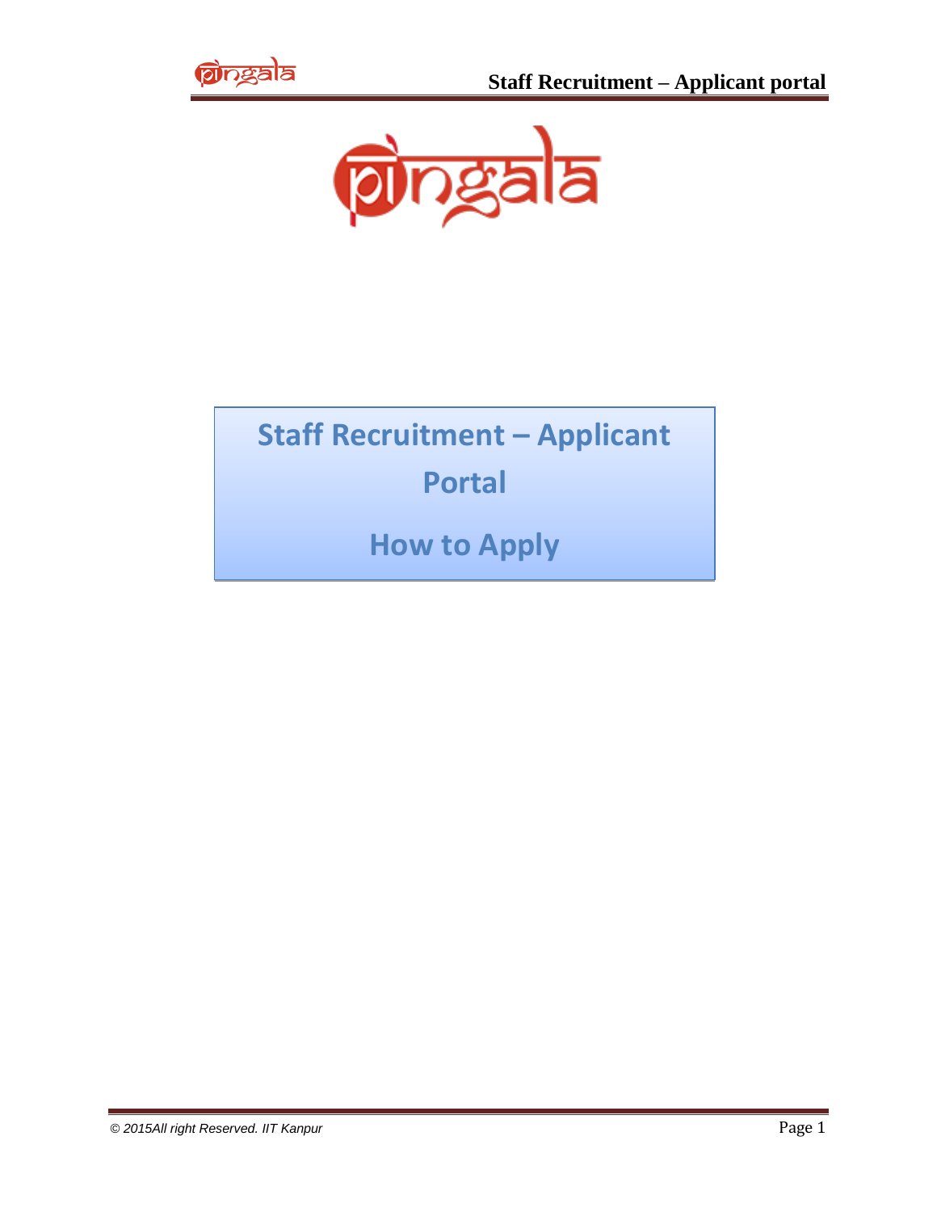# Staff Recruitment – Applicant Portal

## How to Apply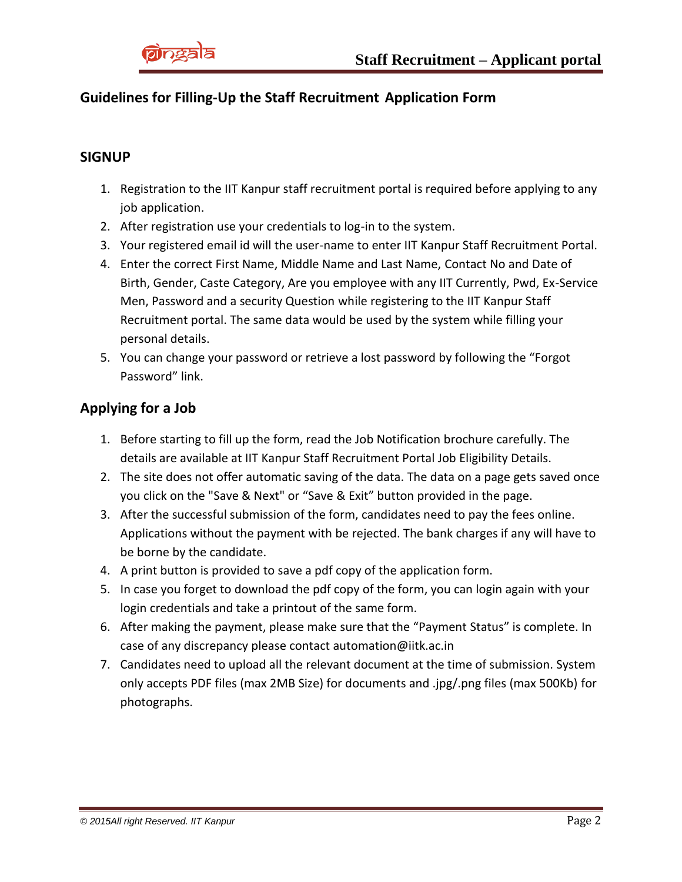## Guidelines for Filling-Up the Staff Recruitment Application Form

### SIGNUP

1. Registration to the IIT Kanpur staff recruitment portal is required before applying to any job application.
2. After registration use your credentials to log-in to the system.
3. Your registered email id will the user-name to enter IIT Kanpur Staff Recruitment Portal.
4. Enter the correct First Name, Middle Name and Last Name, Contact No and Date of Birth, Gender, Caste Category, Are you employee with any IIT Currently, Pwd, Ex-Service Men, Password and a security Question while registering to the IIT Kanpur Staff Recruitment portal. The same data would be used by the system while filling your personal details.
5. You can change your password or retrieve a lost password by following the "Forgot Password" link.

### Applying for a Job

1. Before starting to fill up the form, read the Job Notification brochure carefully. The details are available at IIT Kanpur Staff Recruitment Portal Job Eligibility Details.
2. The site does not offer automatic saving of the data. The data on a page gets saved once you click on the "Save & Next" or "Save & Exit" button provided in the page.
3. After the successful submission of the form, candidates need to pay the fees online. Applications without the payment with be rejected. The bank charges if any will have to be borne by the candidate.
4. A print button is provided to save a pdf copy of the application form.
5. In case you forget to download the pdf copy of the form, you can login again with your login credentials and take a printout of the same form.
6. After making the payment, please make sure that the "Payment Status" is complete. In case of any discrepancy please contact automation@iitk.ac.in
7. Candidates need to upload all the relevant document at the time of submission. System only accepts PDF files (max 2MB Size) for documents and .jpg/.png files (max 500Kb) for photographs.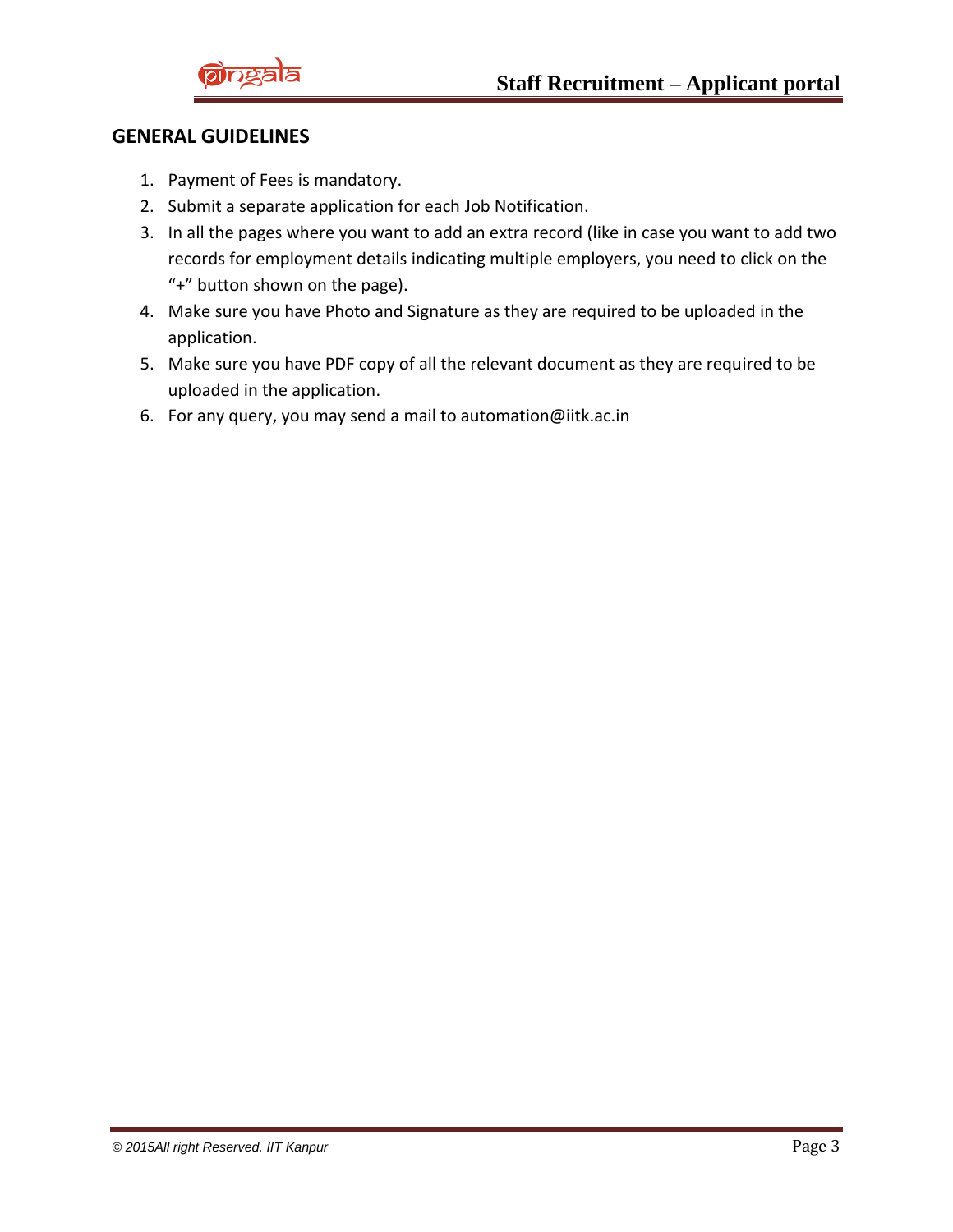## GENERAL GUIDELINES

1. Payment of Fees is mandatory.
2. Submit a separate application for each Job Notification.
3. In all the pages where you want to add an extra record (like in case you want to add two records for employment details indicating multiple employers, you need to click on the "+" button shown on the page).
4. Make sure you have Photo and Signature as they are required to be uploaded in the application.
5. Make sure you have PDF copy of all the relevant document as they are required to be uploaded in the application.
6. For any query, you may send a mail to automation@iitk.ac.in